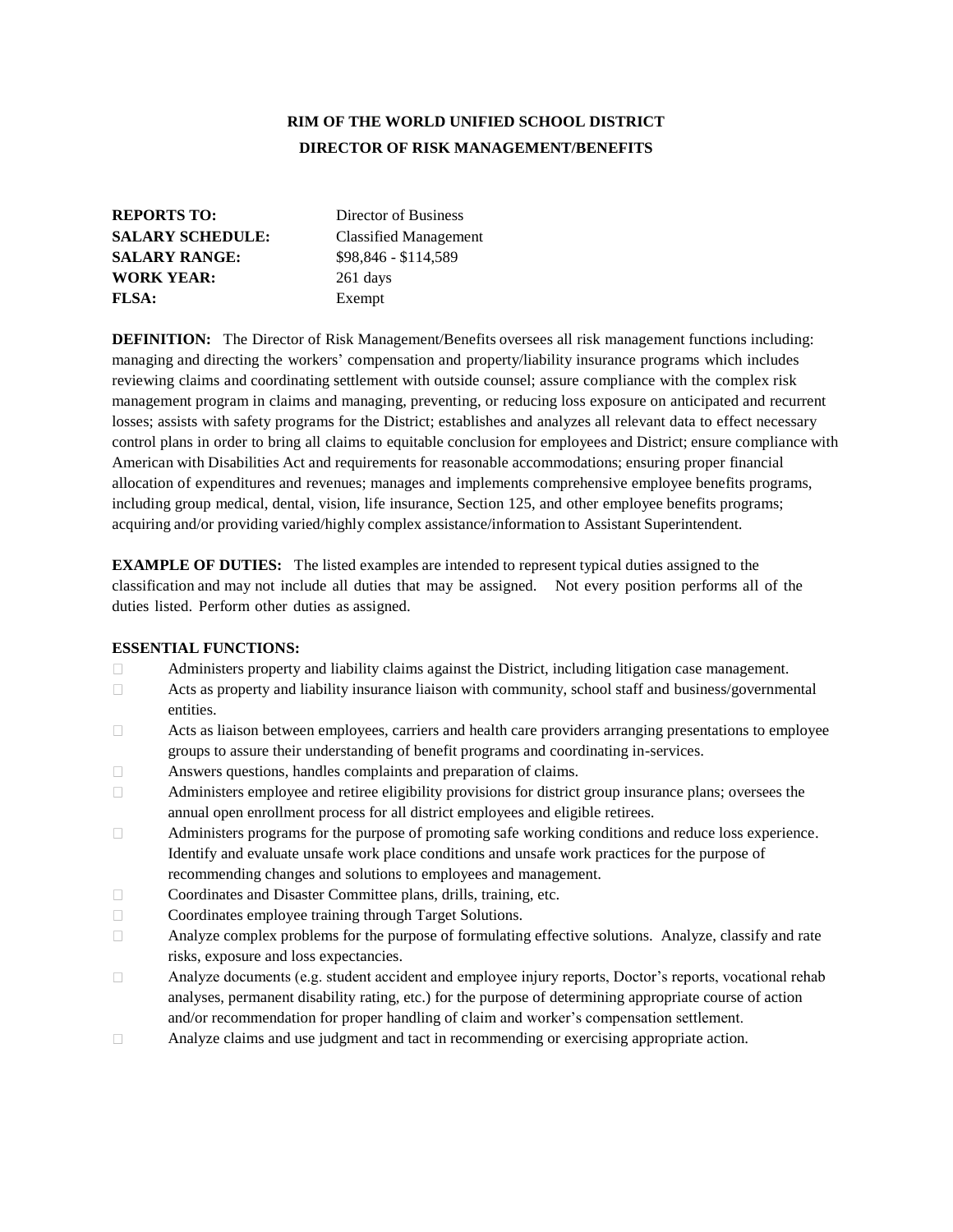# RIM OF THE WORLD UNIFIED SCHOOL DISTRICT
## DIRECTOR OF RISK MANAGEMENT/BENEFITS

**REPORTS TO:** Director of Business
**SALARY SCHEDULE:** Classified Management
**SALARY RANGE:** $98,846 - $114,589
**WORK YEAR:** 261 days
**FLSA:** Exempt

**DEFINITION:** The Director of Risk Management/Benefits oversees all risk management functions including: managing and directing the workers' compensation and property/liability insurance programs which includes reviewing claims and coordinating settlement with outside counsel; assure compliance with the complex risk management program in claims and managing, preventing, or reducing loss exposure on anticipated and recurrent losses; assists with safety programs for the District; establishes and analyzes all relevant data to effect necessary control plans in order to bring all claims to equitable conclusion for employees and District; ensure compliance with American with Disabilities Act and requirements for reasonable accommodations; ensuring proper financial allocation of expenditures and revenues; manages and implements comprehensive employee benefits programs, including group medical, dental, vision, life insurance, Section 125, and other employee benefits programs; acquiring and/or providing varied/highly complex assistance/information to Assistant Superintendent.

**EXAMPLE OF DUTIES:** The listed examples are intended to represent typical duties assigned to the classification and may not include all duties that may be assigned. Not every position performs all of the duties listed. Perform other duties as assigned.

**ESSENTIAL FUNCTIONS:**

- Administers property and liability claims against the District, including litigation case management.
- Acts as property and liability insurance liaison with community, school staff and business/governmental entities.
- Acts as liaison between employees, carriers and health care providers arranging presentations to employee groups to assure their understanding of benefit programs and coordinating in-services.
- Answers questions, handles complaints and preparation of claims.
- Administers employee and retiree eligibility provisions for district group insurance plans; oversees the annual open enrollment process for all district employees and eligible retirees.
- Administers programs for the purpose of promoting safe working conditions and reduce loss experience. Identify and evaluate unsafe work place conditions and unsafe work practices for the purpose of recommending changes and solutions to employees and management.
- Coordinates and Disaster Committee plans, drills, training, etc.
- Coordinates employee training through Target Solutions.
- Analyze complex problems for the purpose of formulating effective solutions. Analyze, classify and rate risks, exposure and loss expectancies.
- Analyze documents (e.g. student accident and employee injury reports, Doctor's reports, vocational rehab analyses, permanent disability rating, etc.) for the purpose of determining appropriate course of action and/or recommendation for proper handling of claim and worker's compensation settlement.
- Analyze claims and use judgment and tact in recommending or exercising appropriate action.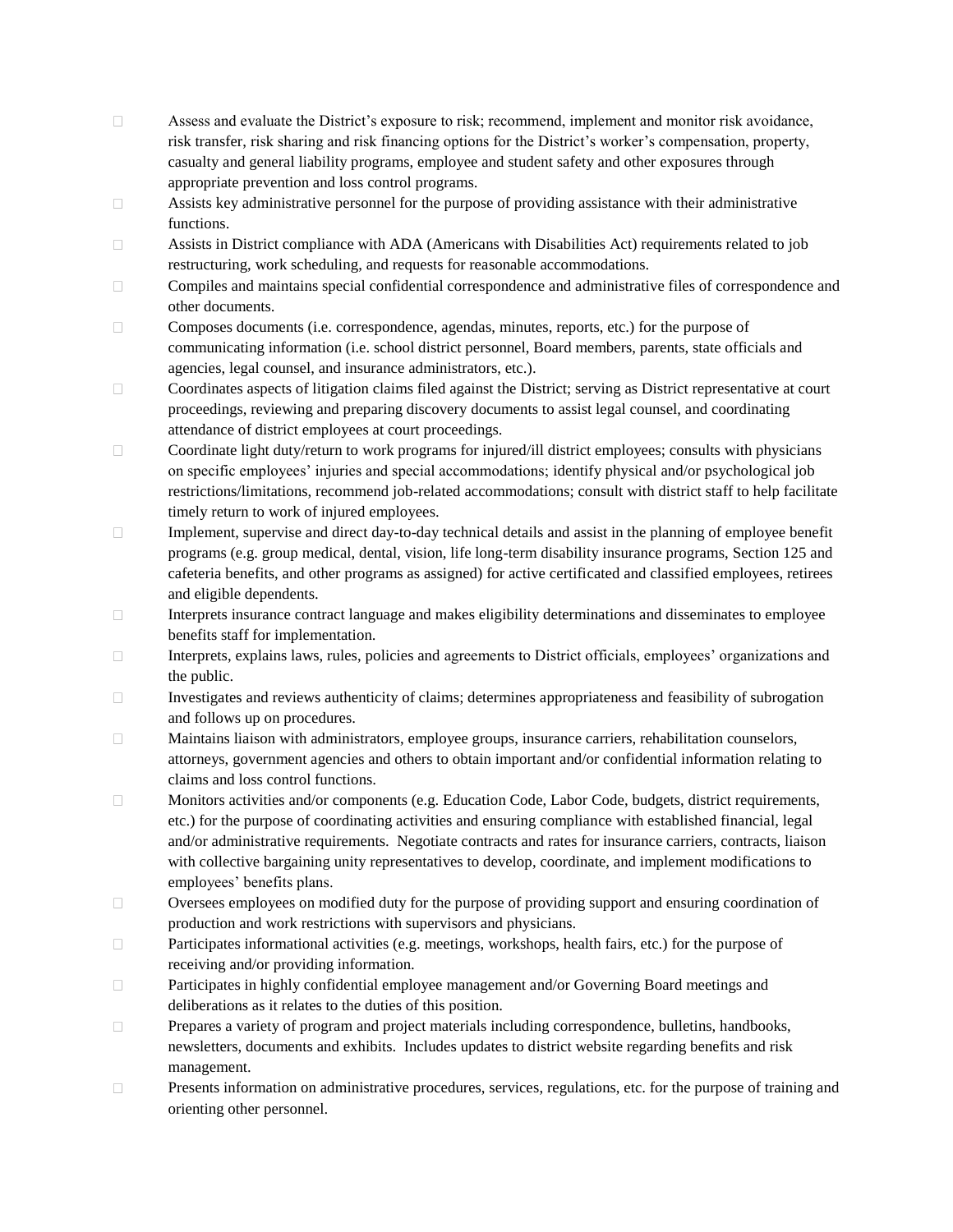- Assess and evaluate the District's exposure to risk; recommend, implement and monitor risk avoidance, risk transfer, risk sharing and risk financing options for the District's worker's compensation, property, casualty and general liability programs, employee and student safety and other exposures through appropriate prevention and loss control programs.
- Assists key administrative personnel for the purpose of providing assistance with their administrative functions.
- Assists in District compliance with ADA (Americans with Disabilities Act) requirements related to job restructuring, work scheduling, and requests for reasonable accommodations.
- Compiles and maintains special confidential correspondence and administrative files of correspondence and other documents.
- Composes documents (i.e. correspondence, agendas, minutes, reports, etc.) for the purpose of communicating information (i.e. school district personnel, Board members, parents, state officials and agencies, legal counsel, and insurance administrators, etc.).
- Coordinates aspects of litigation claims filed against the District; serving as District representative at court proceedings, reviewing and preparing discovery documents to assist legal counsel, and coordinating attendance of district employees at court proceedings.
- Coordinate light duty/return to work programs for injured/ill district employees; consults with physicians on specific employees' injuries and special accommodations; identify physical and/or psychological job restrictions/limitations, recommend job-related accommodations; consult with district staff to help facilitate timely return to work of injured employees.
- Implement, supervise and direct day-to-day technical details and assist in the planning of employee benefit programs (e.g. group medical, dental, vision, life long-term disability insurance programs, Section 125 and cafeteria benefits, and other programs as assigned) for active certificated and classified employees, retirees and eligible dependents.
- Interprets insurance contract language and makes eligibility determinations and disseminates to employee benefits staff for implementation.
- Interprets, explains laws, rules, policies and agreements to District officials, employees' organizations and the public.
- Investigates and reviews authenticity of claims; determines appropriateness and feasibility of subrogation and follows up on procedures.
- Maintains liaison with administrators, employee groups, insurance carriers, rehabilitation counselors, attorneys, government agencies and others to obtain important and/or confidential information relating to claims and loss control functions.
- Monitors activities and/or components (e.g. Education Code, Labor Code, budgets, district requirements, etc.) for the purpose of coordinating activities and ensuring compliance with established financial, legal and/or administrative requirements. Negotiate contracts and rates for insurance carriers, contracts, liaison with collective bargaining unity representatives to develop, coordinate, and implement modifications to employees' benefits plans.
- Oversees employees on modified duty for the purpose of providing support and ensuring coordination of production and work restrictions with supervisors and physicians.
- Participates informational activities (e.g. meetings, workshops, health fairs, etc.) for the purpose of receiving and/or providing information.
- Participates in highly confidential employee management and/or Governing Board meetings and deliberations as it relates to the duties of this position.
- Prepares a variety of program and project materials including correspondence, bulletins, handbooks, newsletters, documents and exhibits. Includes updates to district website regarding benefits and risk management.
- Presents information on administrative procedures, services, regulations, etc. for the purpose of training and orienting other personnel.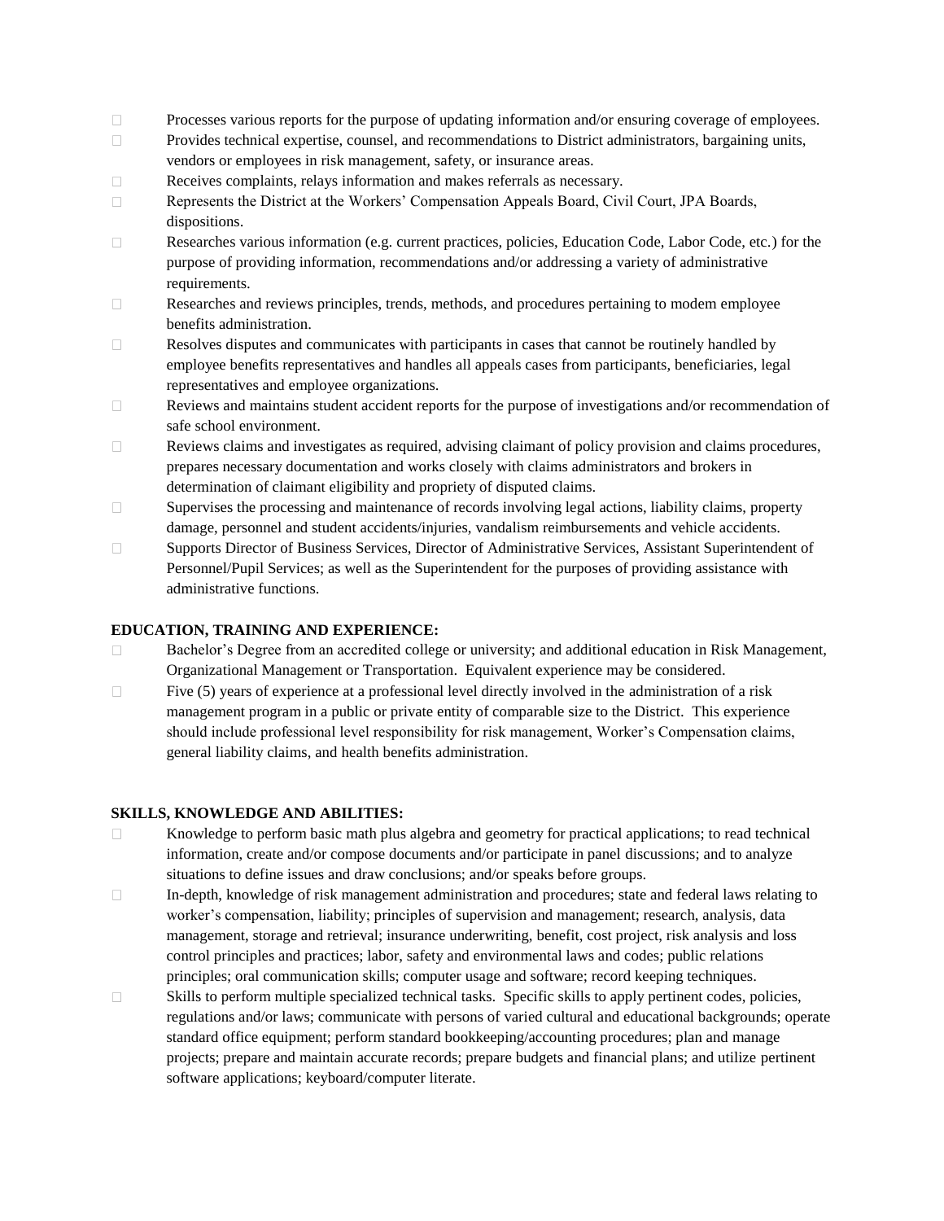- Processes various reports for the purpose of updating information and/or ensuring coverage of employees.
- Provides technical expertise, counsel, and recommendations to District administrators, bargaining units, vendors or employees in risk management, safety, or insurance areas.
- Receives complaints, relays information and makes referrals as necessary.
- Represents the District at the Workers' Compensation Appeals Board, Civil Court, JPA Boards, dispositions.
- Researches various information (e.g. current practices, policies, Education Code, Labor Code, etc.) for the purpose of providing information, recommendations and/or addressing a variety of administrative requirements.
- Researches and reviews principles, trends, methods, and procedures pertaining to modem employee benefits administration.
- Resolves disputes and communicates with participants in cases that cannot be routinely handled by employee benefits representatives and handles all appeals cases from participants, beneficiaries, legal representatives and employee organizations.
- Reviews and maintains student accident reports for the purpose of investigations and/or recommendation of safe school environment.
- Reviews claims and investigates as required, advising claimant of policy provision and claims procedures, prepares necessary documentation and works closely with claims administrators and brokers in determination of claimant eligibility and propriety of disputed claims.
- Supervises the processing and maintenance of records involving legal actions, liability claims, property damage, personnel and student accidents/injuries, vandalism reimbursements and vehicle accidents.
- Supports Director of Business Services, Director of Administrative Services, Assistant Superintendent of Personnel/Pupil Services; as well as the Superintendent for the purposes of providing assistance with administrative functions.

**EDUCATION, TRAINING AND EXPERIENCE:**

- Bachelor's Degree from an accredited college or university; and additional education in Risk Management, Organizational Management or Transportation. Equivalent experience may be considered.
- Five (5) years of experience at a professional level directly involved in the administration of a risk management program in a public or private entity of comparable size to the District. This experience should include professional level responsibility for risk management, Worker's Compensation claims, general liability claims, and health benefits administration.

**SKILLS, KNOWLEDGE AND ABILITIES:**

- Knowledge to perform basic math plus algebra and geometry for practical applications; to read technical information, create and/or compose documents and/or participate in panel discussions; and to analyze situations to define issues and draw conclusions; and/or speaks before groups.
- In-depth, knowledge of risk management administration and procedures; state and federal laws relating to worker's compensation, liability; principles of supervision and management; research, analysis, data management, storage and retrieval; insurance underwriting, benefit, cost project, risk analysis and loss control principles and practices; labor, safety and environmental laws and codes; public relations principles; oral communication skills; computer usage and software; record keeping techniques.
- Skills to perform multiple specialized technical tasks. Specific skills to apply pertinent codes, policies, regulations and/or laws; communicate with persons of varied cultural and educational backgrounds; operate standard office equipment; perform standard bookkeeping/accounting procedures; plan and manage projects; prepare and maintain accurate records; prepare budgets and financial plans; and utilize pertinent software applications; keyboard/computer literate.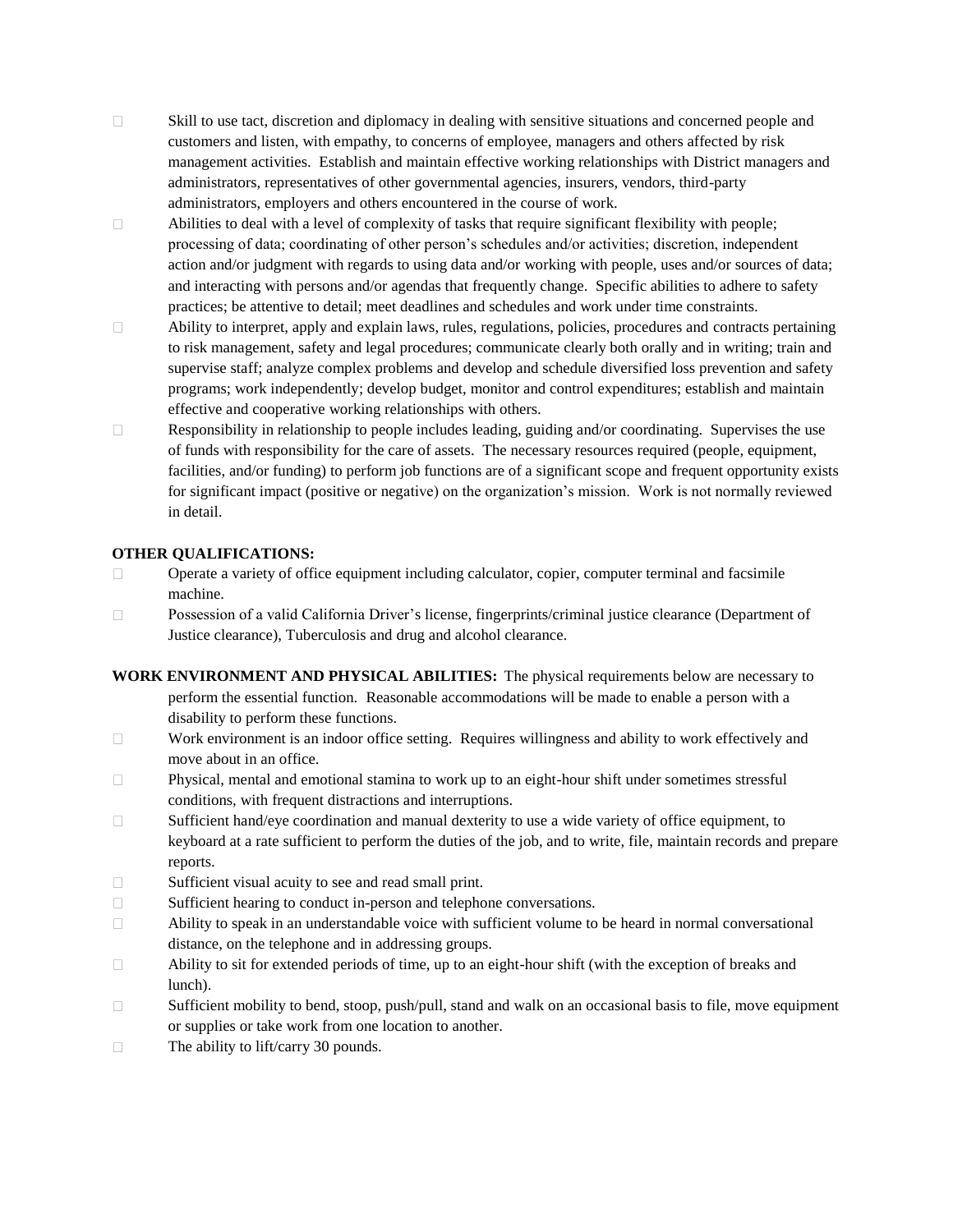- Skill to use tact, discretion and diplomacy in dealing with sensitive situations and concerned people and customers and listen, with empathy, to concerns of employee, managers and others affected by risk management activities. Establish and maintain effective working relationships with District managers and administrators, representatives of other governmental agencies, insurers, vendors, third-party administrators, employers and others encountered in the course of work.
- Abilities to deal with a level of complexity of tasks that require significant flexibility with people; processing of data; coordinating of other person's schedules and/or activities; discretion, independent action and/or judgment with regards to using data and/or working with people, uses and/or sources of data; and interacting with persons and/or agendas that frequently change. Specific abilities to adhere to safety practices; be attentive to detail; meet deadlines and schedules and work under time constraints.
- Ability to interpret, apply and explain laws, rules, regulations, policies, procedures and contracts pertaining to risk management, safety and legal procedures; communicate clearly both orally and in writing; train and supervise staff; analyze complex problems and develop and schedule diversified loss prevention and safety programs; work independently; develop budget, monitor and control expenditures; establish and maintain effective and cooperative working relationships with others.
- Responsibility in relationship to people includes leading, guiding and/or coordinating. Supervises the use of funds with responsibility for the care of assets. The necessary resources required (people, equipment, facilities, and/or funding) to perform job functions are of a significant scope and frequent opportunity exists for significant impact (positive or negative) on the organization's mission. Work is not normally reviewed in detail.

**OTHER QUALIFICATIONS:**

- Operate a variety of office equipment including calculator, copier, computer terminal and facsimile machine.
- Possession of a valid California Driver's license, fingerprints/criminal justice clearance (Department of Justice clearance), Tuberculosis and drug and alcohol clearance.

**WORK ENVIRONMENT AND PHYSICAL ABILITIES:** The physical requirements below are necessary to perform the essential function. Reasonable accommodations will be made to enable a person with a disability to perform these functions.

- Work environment is an indoor office setting. Requires willingness and ability to work effectively and move about in an office.
- Physical, mental and emotional stamina to work up to an eight-hour shift under sometimes stressful conditions, with frequent distractions and interruptions.
- Sufficient hand/eye coordination and manual dexterity to use a wide variety of office equipment, to keyboard at a rate sufficient to perform the duties of the job, and to write, file, maintain records and prepare reports.
- Sufficient visual acuity to see and read small print.
- Sufficient hearing to conduct in-person and telephone conversations.
- Ability to speak in an understandable voice with sufficient volume to be heard in normal conversational distance, on the telephone and in addressing groups.
- Ability to sit for extended periods of time, up to an eight-hour shift (with the exception of breaks and lunch).
- Sufficient mobility to bend, stoop, push/pull, stand and walk on an occasional basis to file, move equipment or supplies or take work from one location to another.
- The ability to lift/carry 30 pounds.